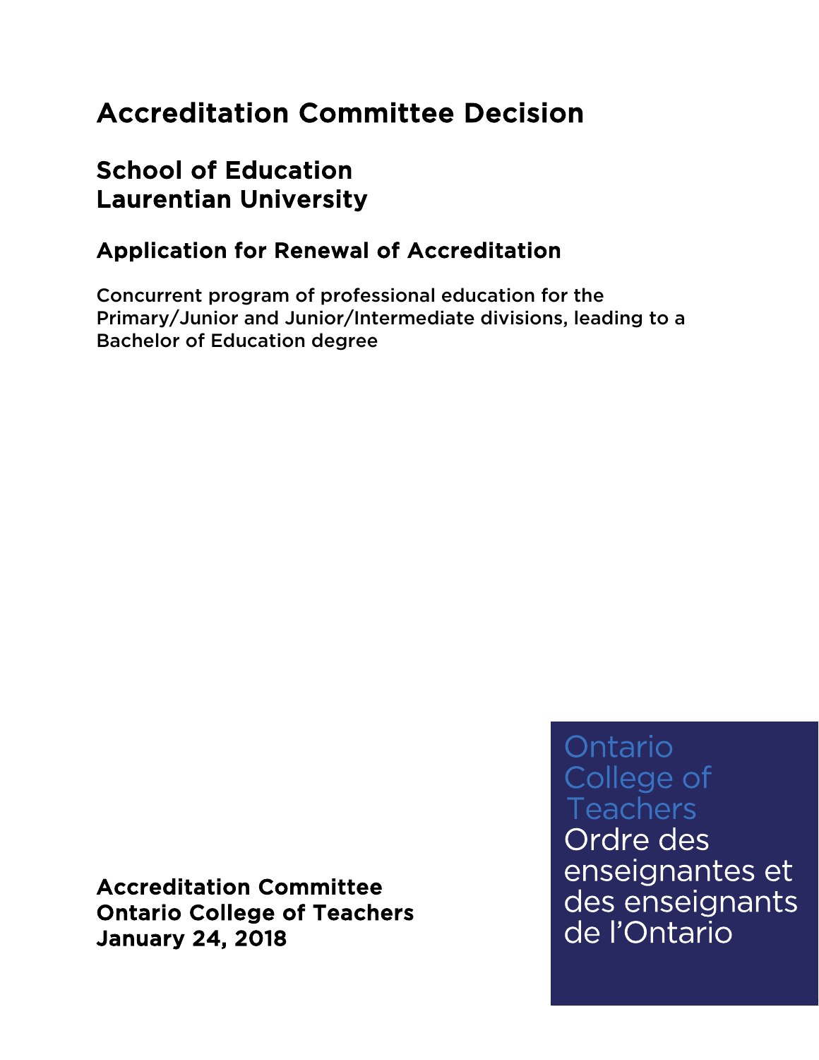# Accreditation Committee Decision

## School of Education
## Laurentian University

### Application for Renewal of Accreditation

Concurrent program of professional education for the Primary/Junior and Junior/Intermediate divisions, leading to a Bachelor of Education degree

**Accreditation Committee**
**Ontario College of Teachers**
**January 24, 2018**

Ontario College of Teachers
Ordre des enseignantes et des enseignants de l'Ontario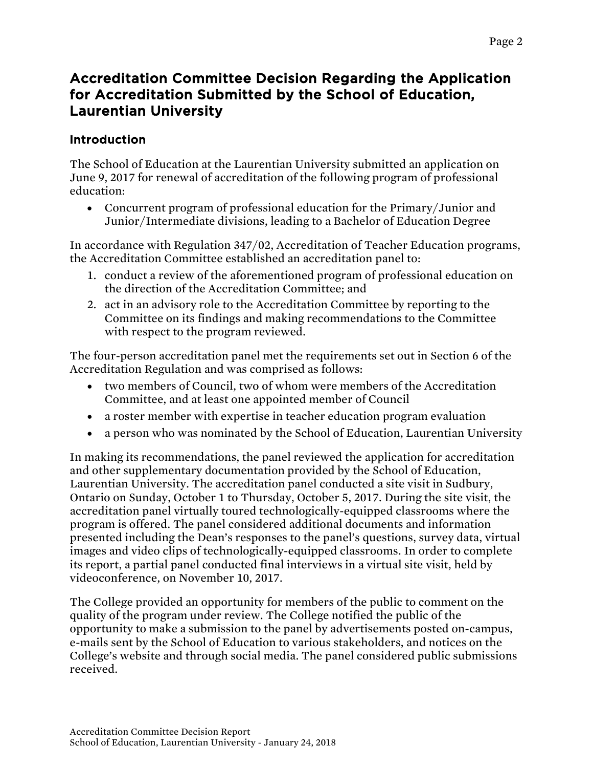## Accreditation Committee Decision Regarding the Application for Accreditation Submitted by the School of Education, Laurentian University

### Introduction

The School of Education at the Laurentian University submitted an application on June 9, 2017 for renewal of accreditation of the following program of professional education:

- Concurrent program of professional education for the Primary/Junior and Junior/Intermediate divisions, leading to a Bachelor of Education Degree

In accordance with Regulation 347/02, Accreditation of Teacher Education programs, the Accreditation Committee established an accreditation panel to:

1. conduct a review of the aforementioned program of professional education on the direction of the Accreditation Committee; and
2. act in an advisory role to the Accreditation Committee by reporting to the Committee on its findings and making recommendations to the Committee with respect to the program reviewed.

The four-person accreditation panel met the requirements set out in Section 6 of the Accreditation Regulation and was comprised as follows:

- two members of Council, two of whom were members of the Accreditation Committee, and at least one appointed member of Council
- a roster member with expertise in teacher education program evaluation
- a person who was nominated by the School of Education, Laurentian University

In making its recommendations, the panel reviewed the application for accreditation and other supplementary documentation provided by the School of Education, Laurentian University. The accreditation panel conducted a site visit in Sudbury, Ontario on Sunday, October 1 to Thursday, October 5, 2017. During the site visit, the accreditation panel virtually toured technologically-equipped classrooms where the program is offered. The panel considered additional documents and information presented including the Dean's responses to the panel's questions, survey data, virtual images and video clips of technologically-equipped classrooms. In order to complete its report, a partial panel conducted final interviews in a virtual site visit, held by videoconference, on November 10, 2017.

The College provided an opportunity for members of the public to comment on the quality of the program under review. The College notified the public of the opportunity to make a submission to the panel by advertisements posted on-campus, e-mails sent by the School of Education to various stakeholders, and notices on the College's website and through social media. The panel considered public submissions received.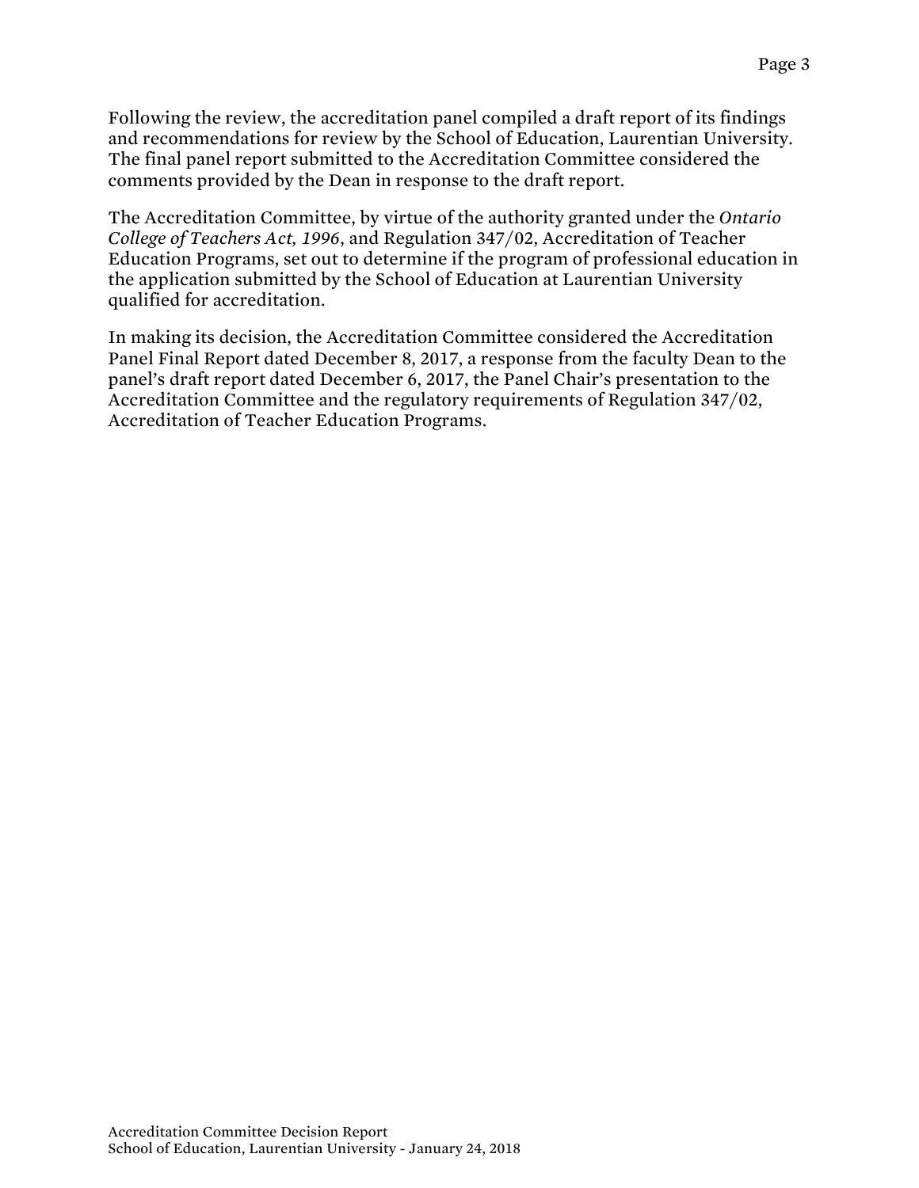Following the review, the accreditation panel compiled a draft report of its findings and recommendations for review by the School of Education, Laurentian University. The final panel report submitted to the Accreditation Committee considered the comments provided by the Dean in response to the draft report.

The Accreditation Committee, by virtue of the authority granted under the *Ontario College of Teachers Act, 1996*, and Regulation 347/02, Accreditation of Teacher Education Programs, set out to determine if the program of professional education in the application submitted by the School of Education at Laurentian University qualified for accreditation.

In making its decision, the Accreditation Committee considered the Accreditation Panel Final Report dated December 8, 2017, a response from the faculty Dean to the panel's draft report dated December 6, 2017, the Panel Chair's presentation to the Accreditation Committee and the regulatory requirements of Regulation 347/02, Accreditation of Teacher Education Programs.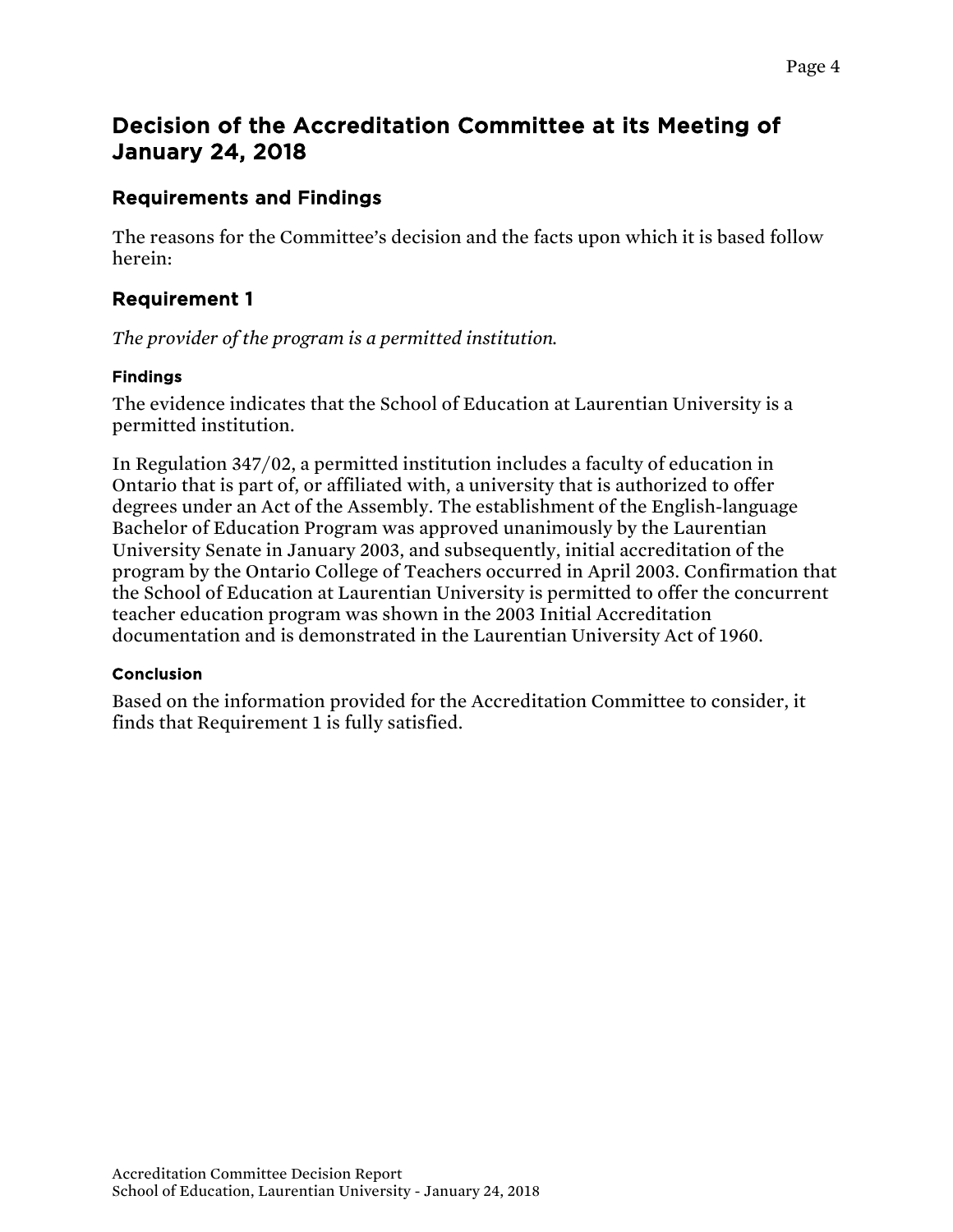## Decision of the Accreditation Committee at its Meeting of January 24, 2018

### Requirements and Findings

The reasons for the Committee's decision and the facts upon which it is based follow herein:

### Requirement 1

*The provider of the program is a permitted institution.*

#### Findings

The evidence indicates that the School of Education at Laurentian University is a permitted institution.

In Regulation 347/02, a permitted institution includes a faculty of education in Ontario that is part of, or affiliated with, a university that is authorized to offer degrees under an Act of the Assembly. The establishment of the English-language Bachelor of Education Program was approved unanimously by the Laurentian University Senate in January 2003, and subsequently, initial accreditation of the program by the Ontario College of Teachers occurred in April 2003. Confirmation that the School of Education at Laurentian University is permitted to offer the concurrent teacher education program was shown in the 2003 Initial Accreditation documentation and is demonstrated in the Laurentian University Act of 1960.

#### Conclusion

Based on the information provided for the Accreditation Committee to consider, it finds that Requirement 1 is fully satisfied.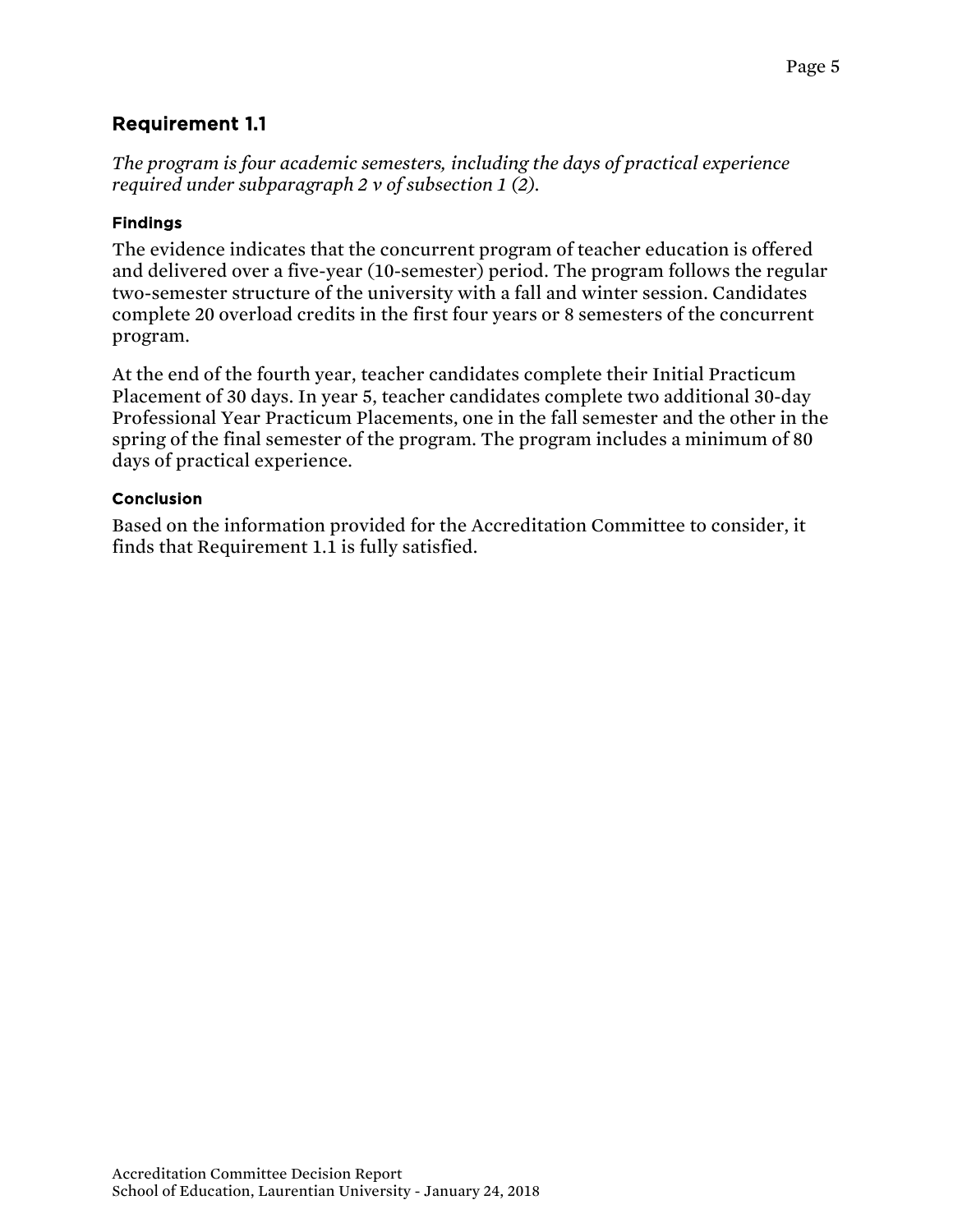## Requirement 1.1

*The program is four academic semesters, including the days of practical experience required under subparagraph 2 v of subsection 1 (2).*

### Findings

The evidence indicates that the concurrent program of teacher education is offered and delivered over a five-year (10-semester) period. The program follows the regular two-semester structure of the university with a fall and winter session. Candidates complete 20 overload credits in the first four years or 8 semesters of the concurrent program.

At the end of the fourth year, teacher candidates complete their Initial Practicum Placement of 30 days. In year 5, teacher candidates complete two additional 30-day Professional Year Practicum Placements, one in the fall semester and the other in the spring of the final semester of the program. The program includes a minimum of 80 days of practical experience.

### Conclusion

Based on the information provided for the Accreditation Committee to consider, it finds that Requirement 1.1 is fully satisfied.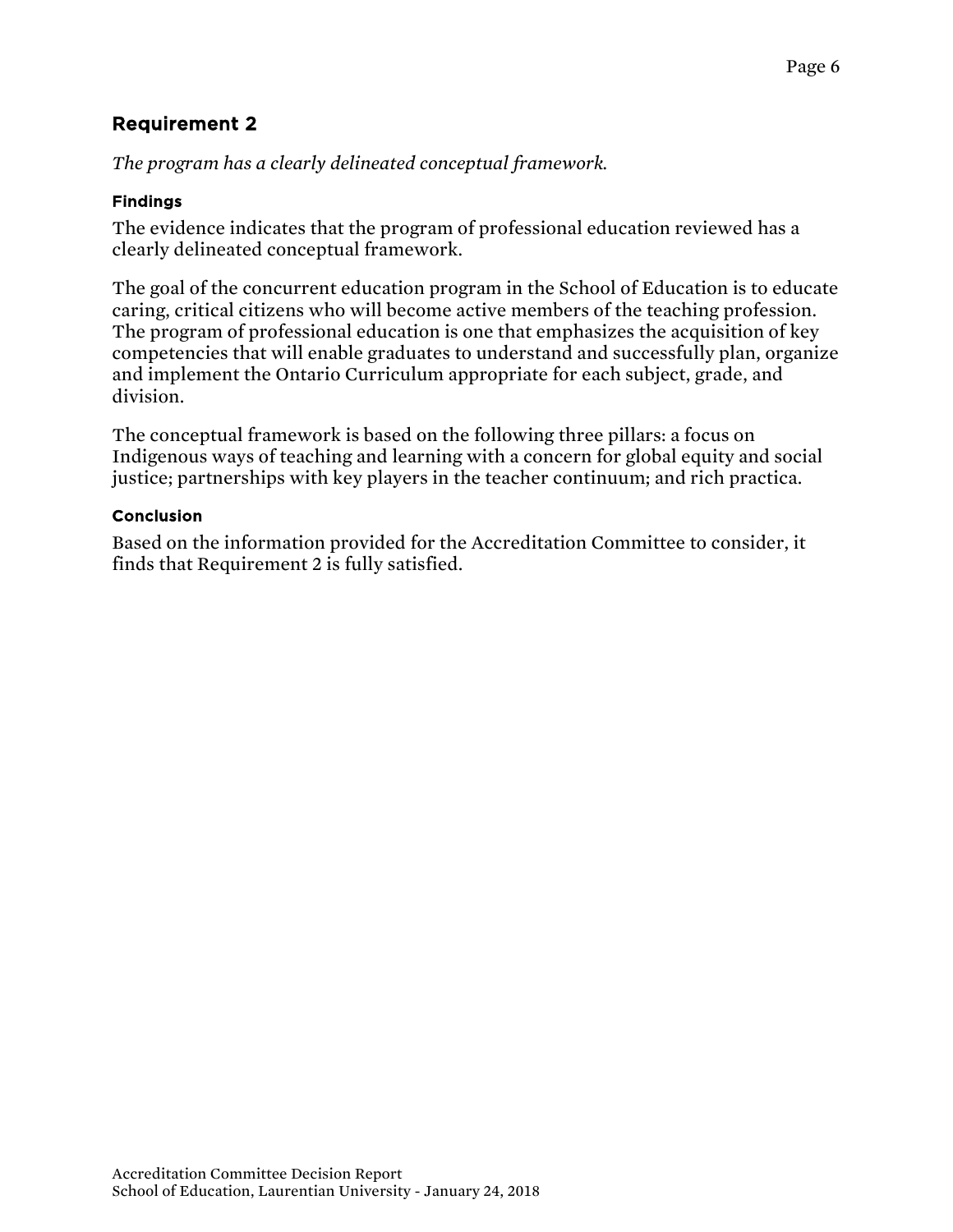## Requirement 2

*The program has a clearly delineated conceptual framework.*

### Findings

The evidence indicates that the program of professional education reviewed has a clearly delineated conceptual framework.

The goal of the concurrent education program in the School of Education is to educate caring, critical citizens who will become active members of the teaching profession. The program of professional education is one that emphasizes the acquisition of key competencies that will enable graduates to understand and successfully plan, organize and implement the Ontario Curriculum appropriate for each subject, grade, and division.

The conceptual framework is based on the following three pillars: a focus on Indigenous ways of teaching and learning with a concern for global equity and social justice; partnerships with key players in the teacher continuum; and rich practica.

### Conclusion

Based on the information provided for the Accreditation Committee to consider, it finds that Requirement 2 is fully satisfied.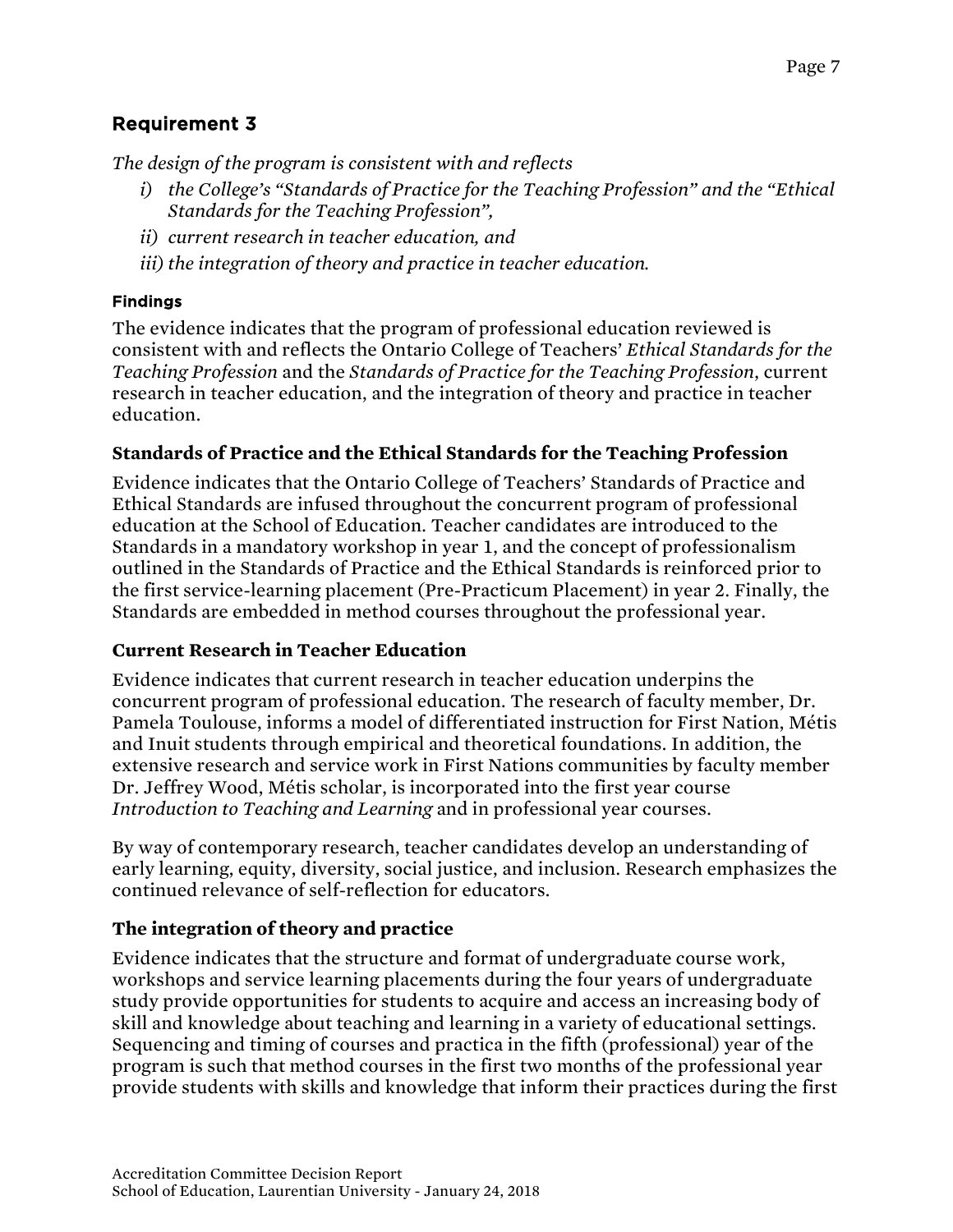## Requirement 3

*The design of the program is consistent with and reflects*

*i) the College's "Standards of Practice for the Teaching Profession" and the "Ethical Standards for the Teaching Profession",*

*ii) current research in teacher education, and*

*iii) the integration of theory and practice in teacher education.*

#### Findings

The evidence indicates that the program of professional education reviewed is consistent with and reflects the Ontario College of Teachers' *Ethical Standards for the Teaching Profession* and the *Standards of Practice for the Teaching Profession*, current research in teacher education, and the integration of theory and practice in teacher education.

### Standards of Practice and the Ethical Standards for the Teaching Profession

Evidence indicates that the Ontario College of Teachers' Standards of Practice and Ethical Standards are infused throughout the concurrent program of professional education at the School of Education. Teacher candidates are introduced to the Standards in a mandatory workshop in year 1, and the concept of professionalism outlined in the Standards of Practice and the Ethical Standards is reinforced prior to the first service-learning placement (Pre-Practicum Placement) in year 2. Finally, the Standards are embedded in method courses throughout the professional year.

### Current Research in Teacher Education

Evidence indicates that current research in teacher education underpins the concurrent program of professional education. The research of faculty member, Dr. Pamela Toulouse, informs a model of differentiated instruction for First Nation, Métis and Inuit students through empirical and theoretical foundations. In addition, the extensive research and service work in First Nations communities by faculty member Dr. Jeffrey Wood, Métis scholar, is incorporated into the first year course *Introduction to Teaching and Learning* and in professional year courses.

By way of contemporary research, teacher candidates develop an understanding of early learning, equity, diversity, social justice, and inclusion. Research emphasizes the continued relevance of self-reflection for educators.

### The integration of theory and practice

Evidence indicates that the structure and format of undergraduate course work, workshops and service learning placements during the four years of undergraduate study provide opportunities for students to acquire and access an increasing body of skill and knowledge about teaching and learning in a variety of educational settings. Sequencing and timing of courses and practica in the fifth (professional) year of the program is such that method courses in the first two months of the professional year provide students with skills and knowledge that inform their practices during the first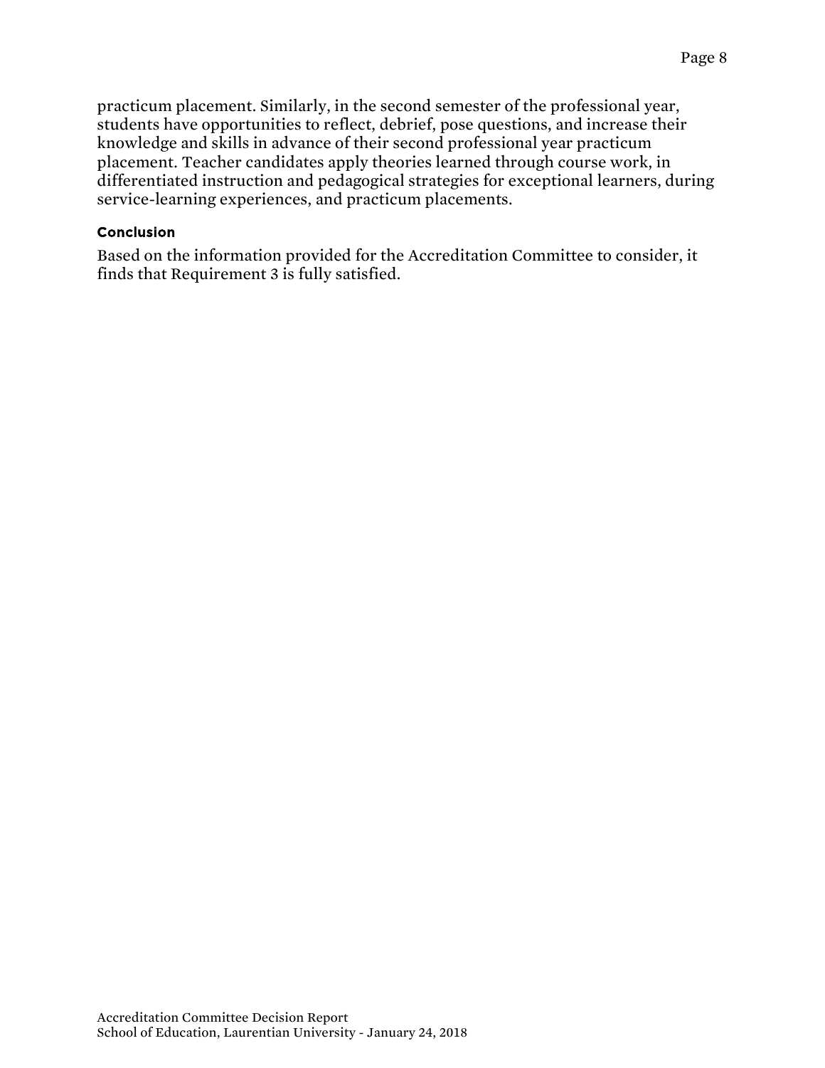practicum placement. Similarly, in the second semester of the professional year, students have opportunities to reflect, debrief, pose questions, and increase their knowledge and skills in advance of their second professional year practicum placement. Teacher candidates apply theories learned through course work, in differentiated instruction and pedagogical strategies for exceptional learners, during service-learning experiences, and practicum placements.

### Conclusion

Based on the information provided for the Accreditation Committee to consider, it finds that Requirement 3 is fully satisfied.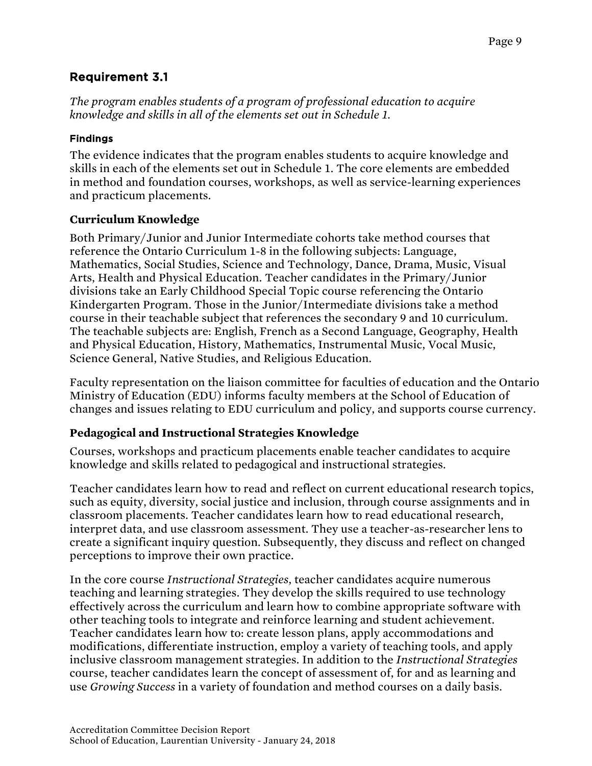## Requirement 3.1

*The program enables students of a program of professional education to acquire knowledge and skills in all of the elements set out in Schedule 1.*

#### Findings

The evidence indicates that the program enables students to acquire knowledge and skills in each of the elements set out in Schedule 1. The core elements are embedded in method and foundation courses, workshops, as well as service-learning experiences and practicum placements.

### Curriculum Knowledge

Both Primary/Junior and Junior Intermediate cohorts take method courses that reference the Ontario Curriculum 1-8 in the following subjects: Language, Mathematics, Social Studies, Science and Technology, Dance, Drama, Music, Visual Arts, Health and Physical Education. Teacher candidates in the Primary/Junior divisions take an Early Childhood Special Topic course referencing the Ontario Kindergarten Program. Those in the Junior/Intermediate divisions take a method course in their teachable subject that references the secondary 9 and 10 curriculum. The teachable subjects are: English, French as a Second Language, Geography, Health and Physical Education, History, Mathematics, Instrumental Music, Vocal Music, Science General, Native Studies, and Religious Education.

Faculty representation on the liaison committee for faculties of education and the Ontario Ministry of Education (EDU) informs faculty members at the School of Education of changes and issues relating to EDU curriculum and policy, and supports course currency.

### Pedagogical and Instructional Strategies Knowledge

Courses, workshops and practicum placements enable teacher candidates to acquire knowledge and skills related to pedagogical and instructional strategies.

Teacher candidates learn how to read and reflect on current educational research topics, such as equity, diversity, social justice and inclusion, through course assignments and in classroom placements. Teacher candidates learn how to read educational research, interpret data, and use classroom assessment. They use a teacher-as-researcher lens to create a significant inquiry question. Subsequently, they discuss and reflect on changed perceptions to improve their own practice.

In the core course *Instructional Strategies*, teacher candidates acquire numerous teaching and learning strategies. They develop the skills required to use technology effectively across the curriculum and learn how to combine appropriate software with other teaching tools to integrate and reinforce learning and student achievement. Teacher candidates learn how to: create lesson plans, apply accommodations and modifications, differentiate instruction, employ a variety of teaching tools, and apply inclusive classroom management strategies. In addition to the *Instructional Strategies* course, teacher candidates learn the concept of assessment of, for and as learning and use *Growing Success* in a variety of foundation and method courses on a daily basis.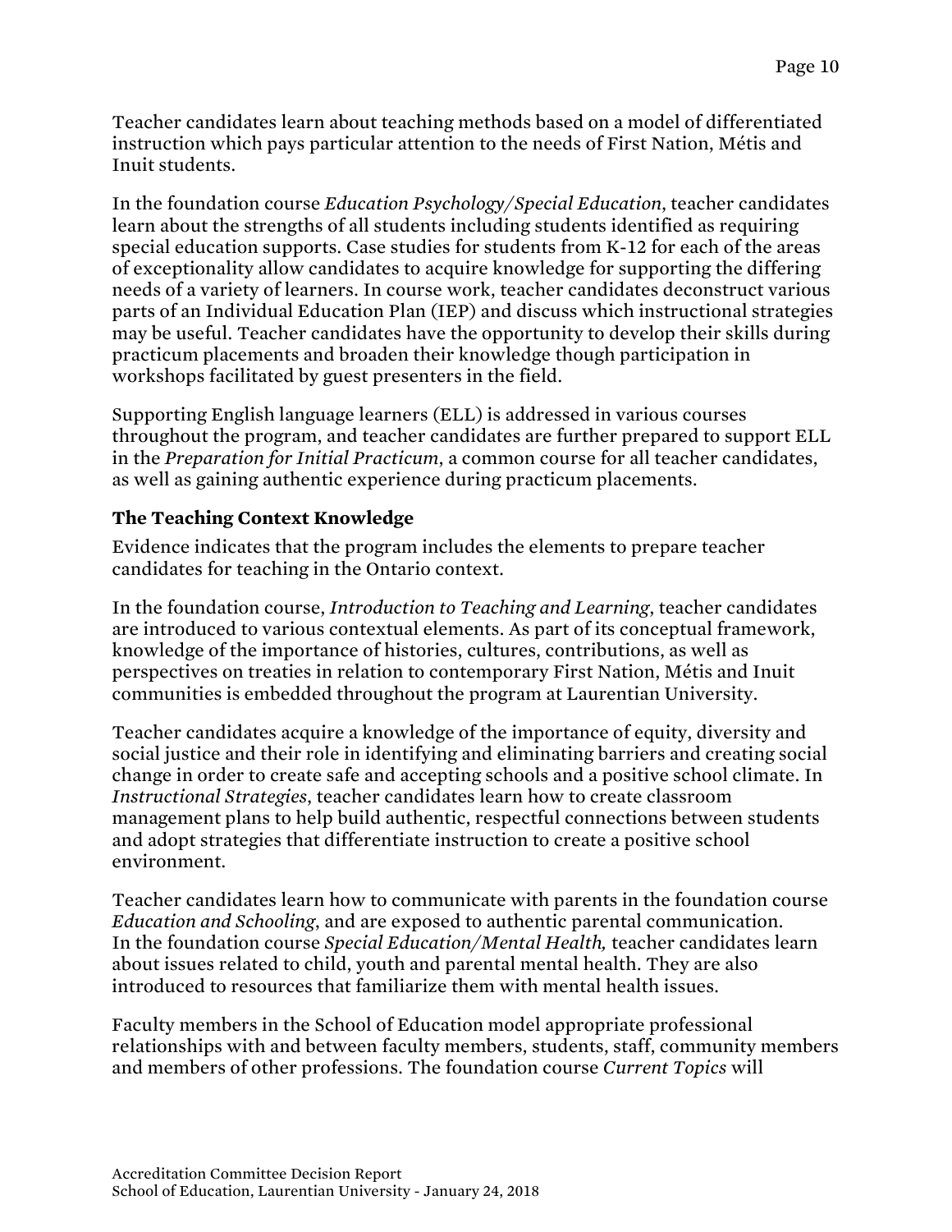Teacher candidates learn about teaching methods based on a model of differentiated instruction which pays particular attention to the needs of First Nation, Métis and Inuit students.

In the foundation course *Education Psychology/Special Education*, teacher candidates learn about the strengths of all students including students identified as requiring special education supports. Case studies for students from K-12 for each of the areas of exceptionality allow candidates to acquire knowledge for supporting the differing needs of a variety of learners. In course work, teacher candidates deconstruct various parts of an Individual Education Plan (IEP) and discuss which instructional strategies may be useful. Teacher candidates have the opportunity to develop their skills during practicum placements and broaden their knowledge though participation in workshops facilitated by guest presenters in the field.

Supporting English language learners (ELL) is addressed in various courses throughout the program, and teacher candidates are further prepared to support ELL in the *Preparation for Initial Practicum*, a common course for all teacher candidates, as well as gaining authentic experience during practicum placements.

### The Teaching Context Knowledge

Evidence indicates that the program includes the elements to prepare teacher candidates for teaching in the Ontario context.

In the foundation course, *Introduction to Teaching and Learning*, teacher candidates are introduced to various contextual elements. As part of its conceptual framework, knowledge of the importance of histories, cultures, contributions, as well as perspectives on treaties in relation to contemporary First Nation, Métis and Inuit communities is embedded throughout the program at Laurentian University.

Teacher candidates acquire a knowledge of the importance of equity, diversity and social justice and their role in identifying and eliminating barriers and creating social change in order to create safe and accepting schools and a positive school climate. In *Instructional Strategies*, teacher candidates learn how to create classroom management plans to help build authentic, respectful connections between students and adopt strategies that differentiate instruction to create a positive school environment.

Teacher candidates learn how to communicate with parents in the foundation course *Education and Schooling*, and are exposed to authentic parental communication. In the foundation course *Special Education/Mental Health,* teacher candidates learn about issues related to child, youth and parental mental health. They are also introduced to resources that familiarize them with mental health issues.

Faculty members in the School of Education model appropriate professional relationships with and between faculty members, students, staff, community members and members of other professions. The foundation course *Current Topics* will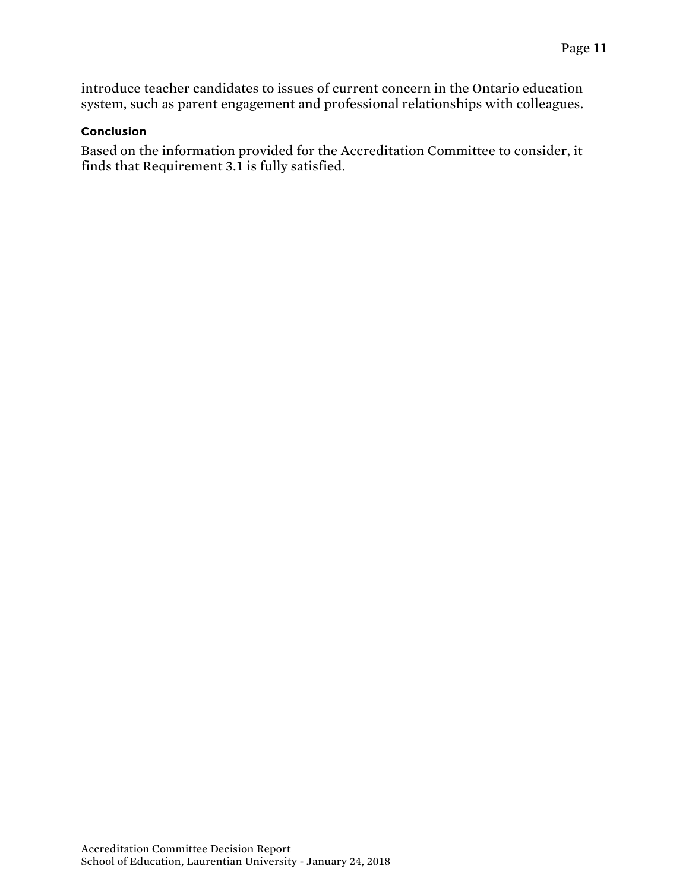introduce teacher candidates to issues of current concern in the Ontario education system, such as parent engagement and professional relationships with colleagues.

#### Conclusion

Based on the information provided for the Accreditation Committee to consider, it finds that Requirement 3.1 is fully satisfied.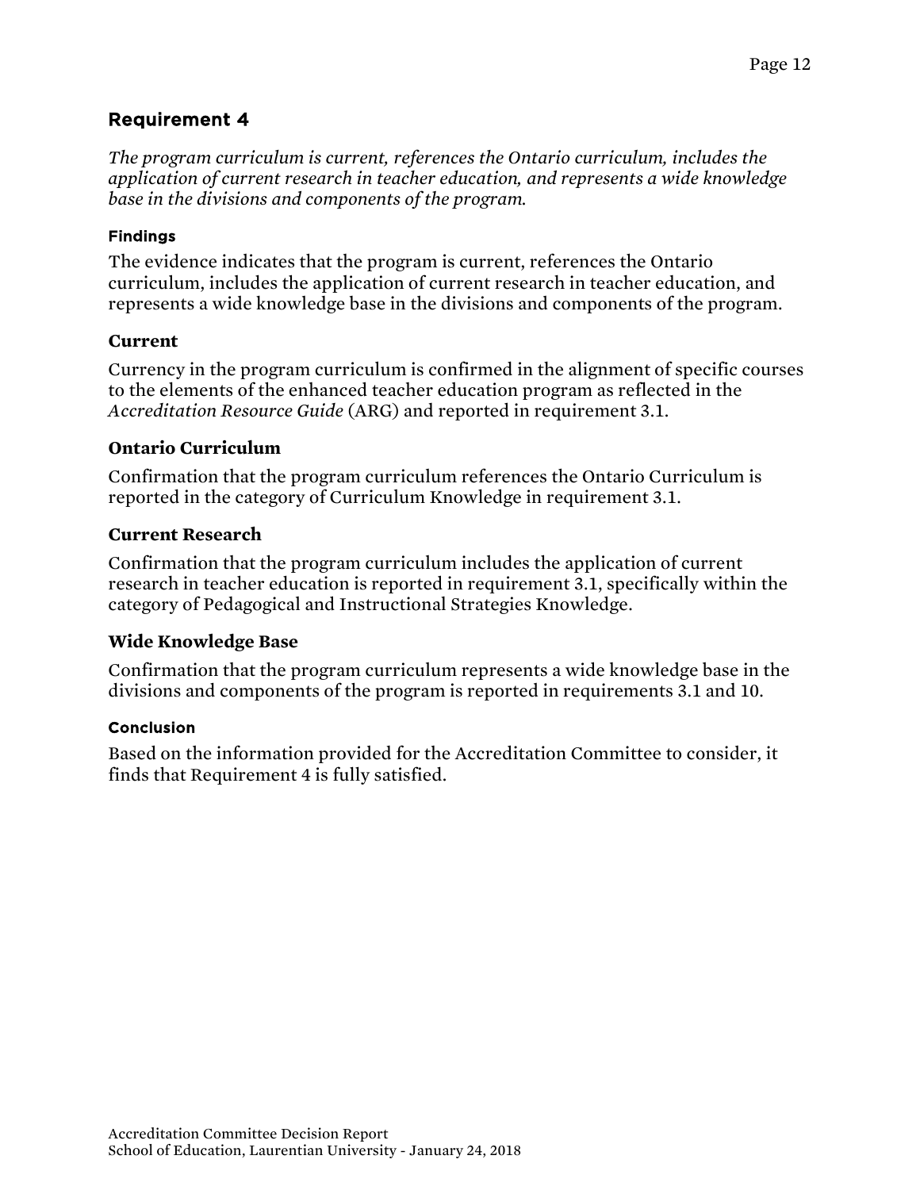## Requirement 4

*The program curriculum is current, references the Ontario curriculum, includes the application of current research in teacher education, and represents a wide knowledge base in the divisions and components of the program.*

#### Findings

The evidence indicates that the program is current, references the Ontario curriculum, includes the application of current research in teacher education, and represents a wide knowledge base in the divisions and components of the program.

### Current

Currency in the program curriculum is confirmed in the alignment of specific courses to the elements of the enhanced teacher education program as reflected in the *Accreditation Resource Guide* (ARG) and reported in requirement 3.1.

### Ontario Curriculum

Confirmation that the program curriculum references the Ontario Curriculum is reported in the category of Curriculum Knowledge in requirement 3.1.

### Current Research

Confirmation that the program curriculum includes the application of current research in teacher education is reported in requirement 3.1, specifically within the category of Pedagogical and Instructional Strategies Knowledge.

### Wide Knowledge Base

Confirmation that the program curriculum represents a wide knowledge base in the divisions and components of the program is reported in requirements 3.1 and 10.

#### Conclusion

Based on the information provided for the Accreditation Committee to consider, it finds that Requirement 4 is fully satisfied.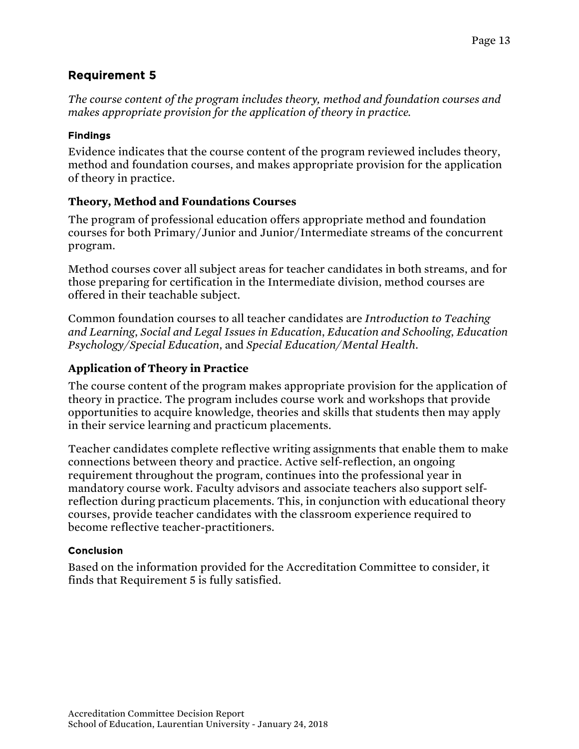## Requirement 5

*The course content of the program includes theory, method and foundation courses and makes appropriate provision for the application of theory in practice.*

#### Findings

Evidence indicates that the course content of the program reviewed includes theory, method and foundation courses, and makes appropriate provision for the application of theory in practice.

### Theory, Method and Foundations Courses

The program of professional education offers appropriate method and foundation courses for both Primary/Junior and Junior/Intermediate streams of the concurrent program.

Method courses cover all subject areas for teacher candidates in both streams, and for those preparing for certification in the Intermediate division, method courses are offered in their teachable subject.

Common foundation courses to all teacher candidates are *Introduction to Teaching and Learning*, *Social and Legal Issues in Education*, *Education and Schooling*, *Education Psychology/Special Education*, and *Special Education/Mental Health*.

### Application of Theory in Practice

The course content of the program makes appropriate provision for the application of theory in practice. The program includes course work and workshops that provide opportunities to acquire knowledge, theories and skills that students then may apply in their service learning and practicum placements.

Teacher candidates complete reflective writing assignments that enable them to make connections between theory and practice. Active self-reflection, an ongoing requirement throughout the program, continues into the professional year in mandatory course work. Faculty advisors and associate teachers also support self-reflection during practicum placements. This, in conjunction with educational theory courses, provide teacher candidates with the classroom experience required to become reflective teacher-practitioners.

#### Conclusion

Based on the information provided for the Accreditation Committee to consider, it finds that Requirement 5 is fully satisfied.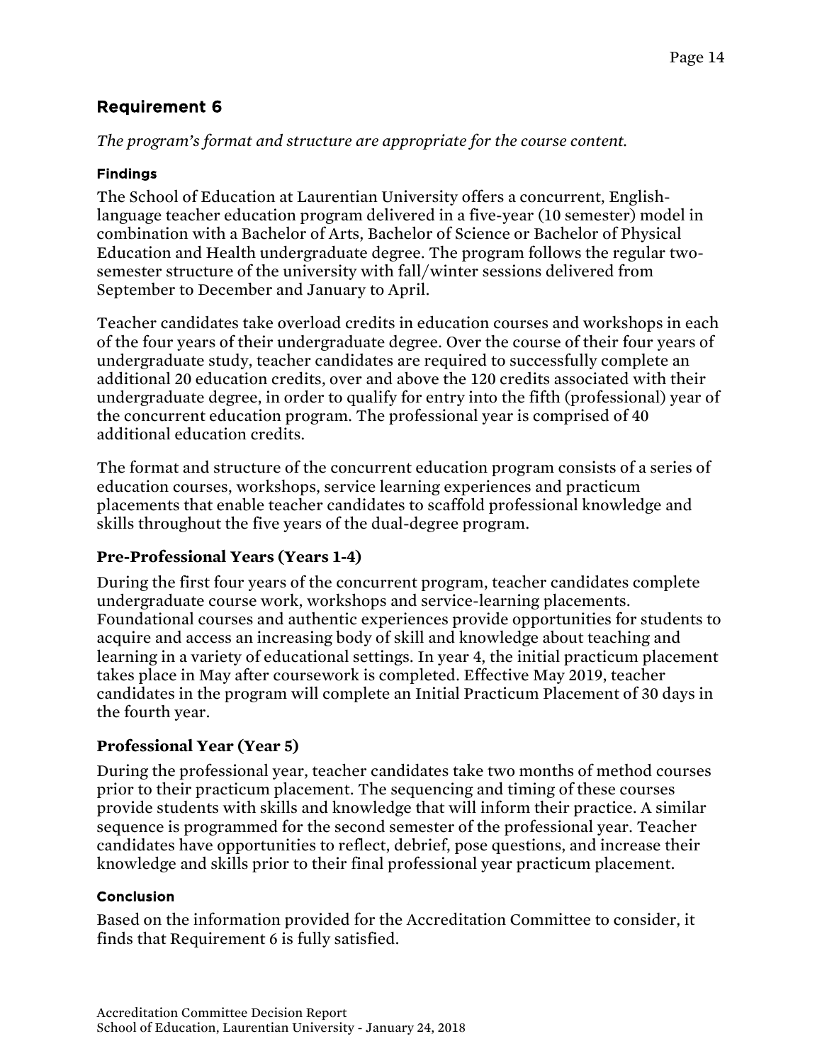## Requirement 6

*The program's format and structure are appropriate for the course content.*

#### Findings

The School of Education at Laurentian University offers a concurrent, English-language teacher education program delivered in a five-year (10 semester) model in combination with a Bachelor of Arts, Bachelor of Science or Bachelor of Physical Education and Health undergraduate degree. The program follows the regular two-semester structure of the university with fall/winter sessions delivered from September to December and January to April.

Teacher candidates take overload credits in education courses and workshops in each of the four years of their undergraduate degree. Over the course of their four years of undergraduate study, teacher candidates are required to successfully complete an additional 20 education credits, over and above the 120 credits associated with their undergraduate degree, in order to qualify for entry into the fifth (professional) year of the concurrent education program. The professional year is comprised of 40 additional education credits.

The format and structure of the concurrent education program consists of a series of education courses, workshops, service learning experiences and practicum placements that enable teacher candidates to scaffold professional knowledge and skills throughout the five years of the dual-degree program.

### Pre-Professional Years (Years 1-4)

During the first four years of the concurrent program, teacher candidates complete undergraduate course work, workshops and service-learning placements. Foundational courses and authentic experiences provide opportunities for students to acquire and access an increasing body of skill and knowledge about teaching and learning in a variety of educational settings. In year 4, the initial practicum placement takes place in May after coursework is completed. Effective May 2019, teacher candidates in the program will complete an Initial Practicum Placement of 30 days in the fourth year.

### Professional Year (Year 5)

During the professional year, teacher candidates take two months of method courses prior to their practicum placement. The sequencing and timing of these courses provide students with skills and knowledge that will inform their practice. A similar sequence is programmed for the second semester of the professional year. Teacher candidates have opportunities to reflect, debrief, pose questions, and increase their knowledge and skills prior to their final professional year practicum placement.

#### Conclusion

Based on the information provided for the Accreditation Committee to consider, it finds that Requirement 6 is fully satisfied.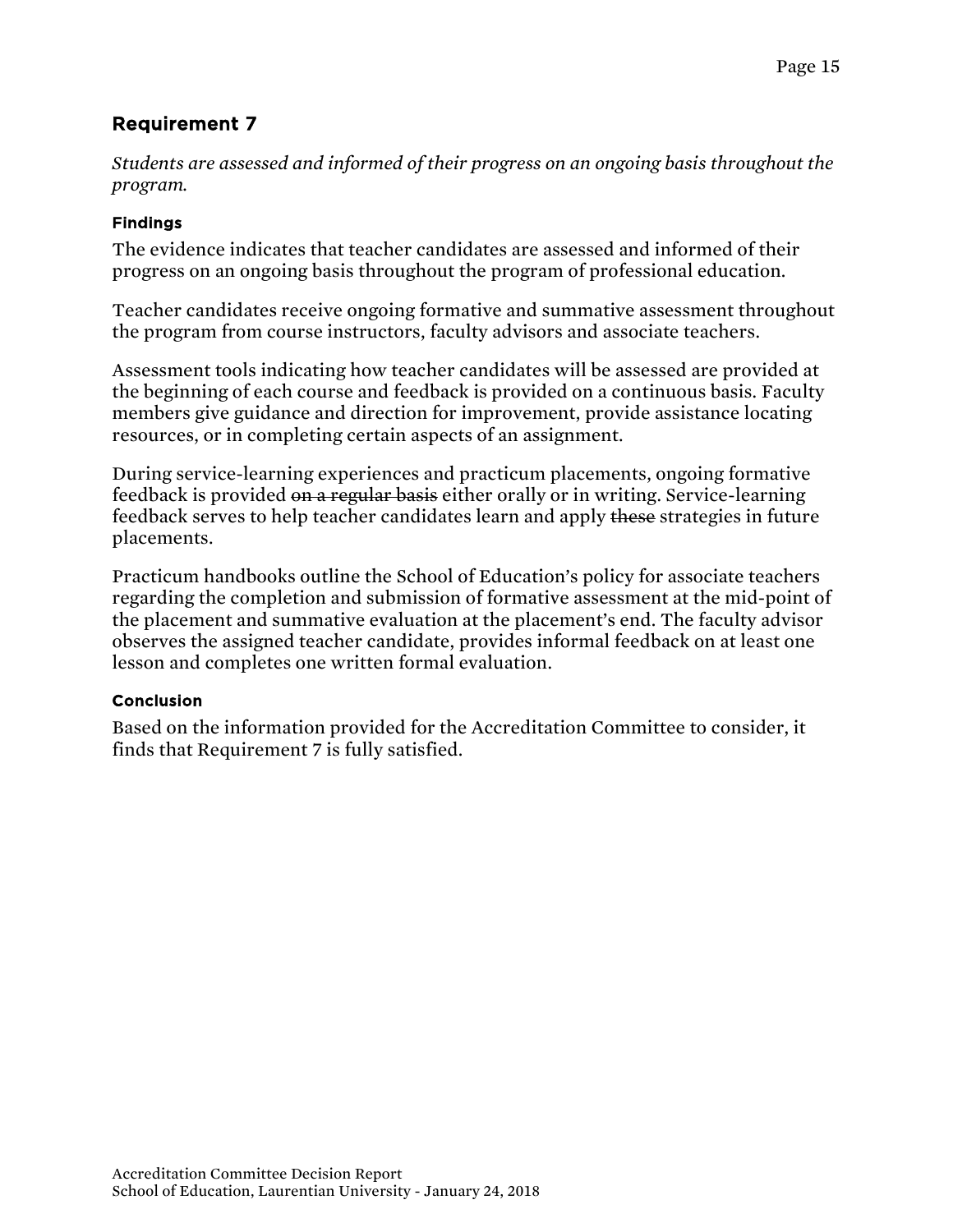## Requirement 7

*Students are assessed and informed of their progress on an ongoing basis throughout the program.*

### Findings

The evidence indicates that teacher candidates are assessed and informed of their progress on an ongoing basis throughout the program of professional education.

Teacher candidates receive ongoing formative and summative assessment throughout the program from course instructors, faculty advisors and associate teachers.

Assessment tools indicating how teacher candidates will be assessed are provided at the beginning of each course and feedback is provided on a continuous basis. Faculty members give guidance and direction for improvement, provide assistance locating resources, or in completing certain aspects of an assignment.

During service-learning experiences and practicum placements, ongoing formative feedback is provided ~~on a regular basis~~ either orally or in writing. Service-learning feedback serves to help teacher candidates learn and apply ~~these~~ strategies in future placements.

Practicum handbooks outline the School of Education's policy for associate teachers regarding the completion and submission of formative assessment at the mid-point of the placement and summative evaluation at the placement's end. The faculty advisor observes the assigned teacher candidate, provides informal feedback on at least one lesson and completes one written formal evaluation.

### Conclusion

Based on the information provided for the Accreditation Committee to consider, it finds that Requirement 7 is fully satisfied.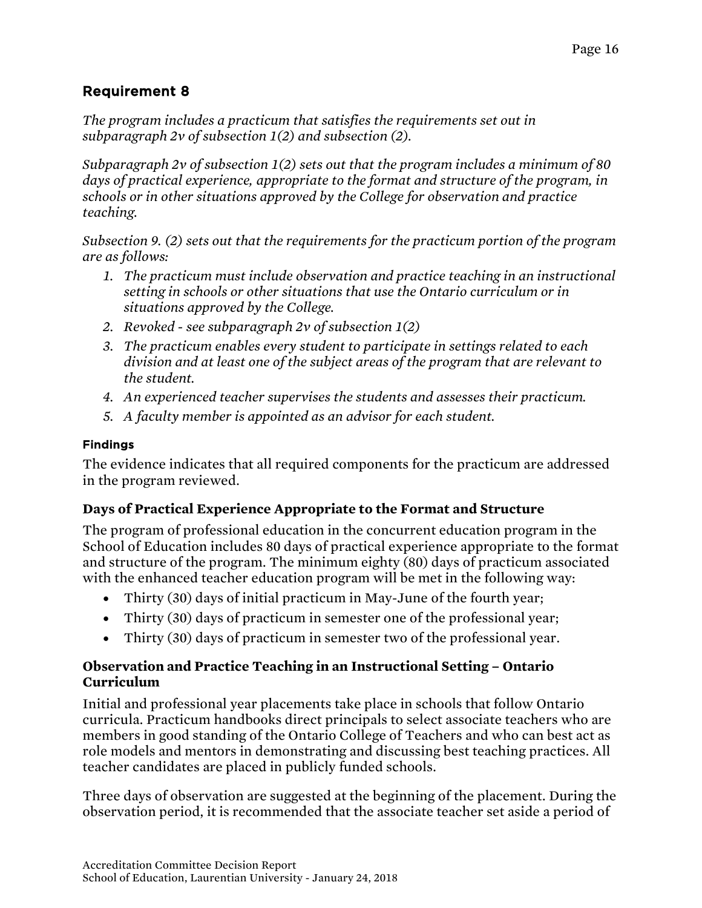## Requirement 8

*The program includes a practicum that satisfies the requirements set out in subparagraph 2v of subsection 1(2) and subsection (2).*

*Subparagraph 2v of subsection 1(2) sets out that the program includes a minimum of 80 days of practical experience, appropriate to the format and structure of the program, in schools or in other situations approved by the College for observation and practice teaching.*

*Subsection 9. (2) sets out that the requirements for the practicum portion of the program are as follows:*

1. *The practicum must include observation and practice teaching in an instructional setting in schools or other situations that use the Ontario curriculum or in situations approved by the College.*
2. *Revoked - see subparagraph 2v of subsection 1(2)*
3. *The practicum enables every student to participate in settings related to each division and at least one of the subject areas of the program that are relevant to the student.*
4. *An experienced teacher supervises the students and assesses their practicum.*
5. *A faculty member is appointed as an advisor for each student.*

#### Findings

The evidence indicates that all required components for the practicum are addressed in the program reviewed.

### Days of Practical Experience Appropriate to the Format and Structure

The program of professional education in the concurrent education program in the School of Education includes 80 days of practical experience appropriate to the format and structure of the program. The minimum eighty (80) days of practicum associated with the enhanced teacher education program will be met in the following way:

- Thirty (30) days of initial practicum in May-June of the fourth year;
- Thirty (30) days of practicum in semester one of the professional year;
- Thirty (30) days of practicum in semester two of the professional year.

### Observation and Practice Teaching in an Instructional Setting – Ontario Curriculum

Initial and professional year placements take place in schools that follow Ontario curricula. Practicum handbooks direct principals to select associate teachers who are members in good standing of the Ontario College of Teachers and who can best act as role models and mentors in demonstrating and discussing best teaching practices. All teacher candidates are placed in publicly funded schools.

Three days of observation are suggested at the beginning of the placement. During the observation period, it is recommended that the associate teacher set aside a period of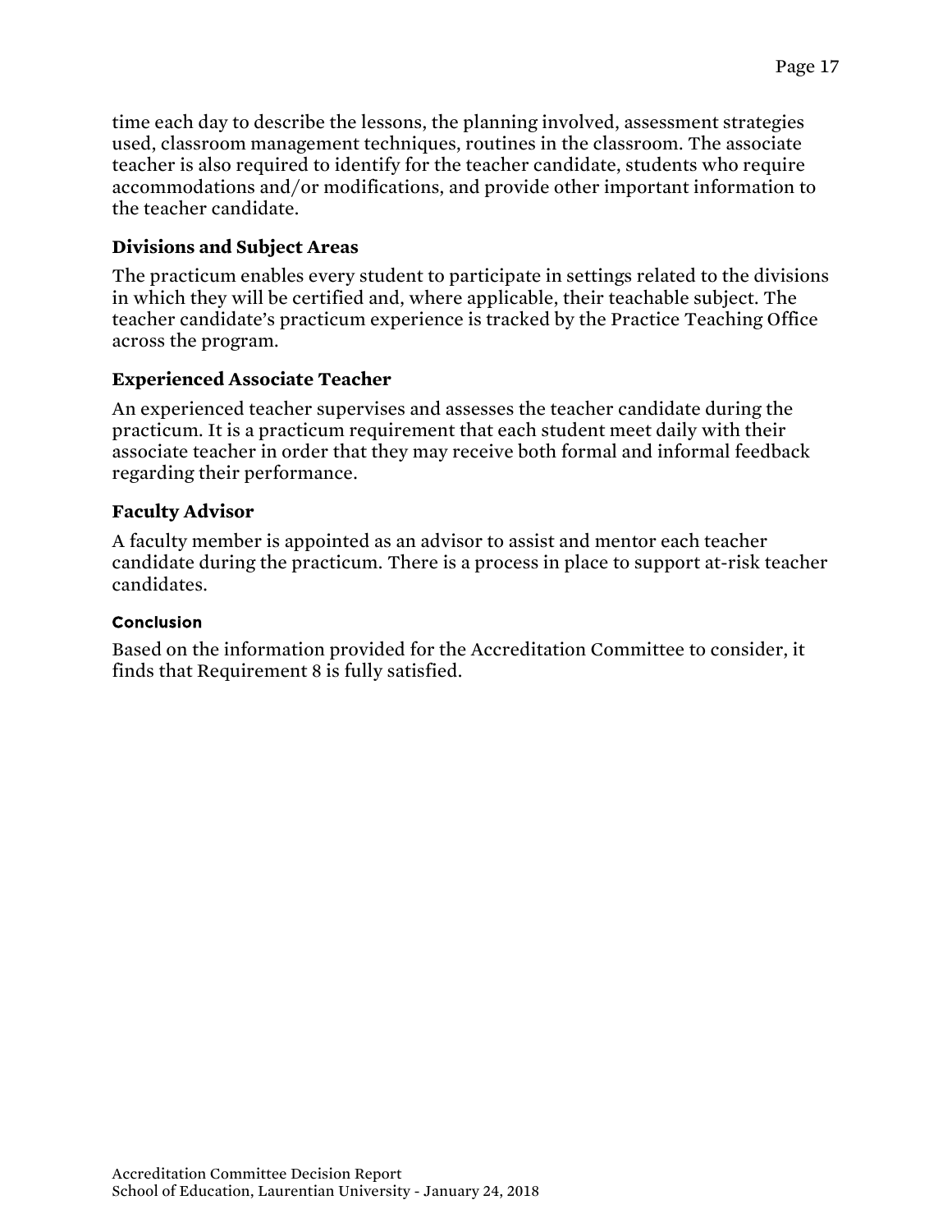time each day to describe the lessons, the planning involved, assessment strategies used, classroom management techniques, routines in the classroom. The associate teacher is also required to identify for the teacher candidate, students who require accommodations and/or modifications, and provide other important information to the teacher candidate.

### Divisions and Subject Areas

The practicum enables every student to participate in settings related to the divisions in which they will be certified and, where applicable, their teachable subject. The teacher candidate's practicum experience is tracked by the Practice Teaching Office across the program.

### Experienced Associate Teacher

An experienced teacher supervises and assesses the teacher candidate during the practicum. It is a practicum requirement that each student meet daily with their associate teacher in order that they may receive both formal and informal feedback regarding their performance.

### Faculty Advisor

A faculty member is appointed as an advisor to assist and mentor each teacher candidate during the practicum. There is a process in place to support at-risk teacher candidates.

#### Conclusion

Based on the information provided for the Accreditation Committee to consider, it finds that Requirement 8 is fully satisfied.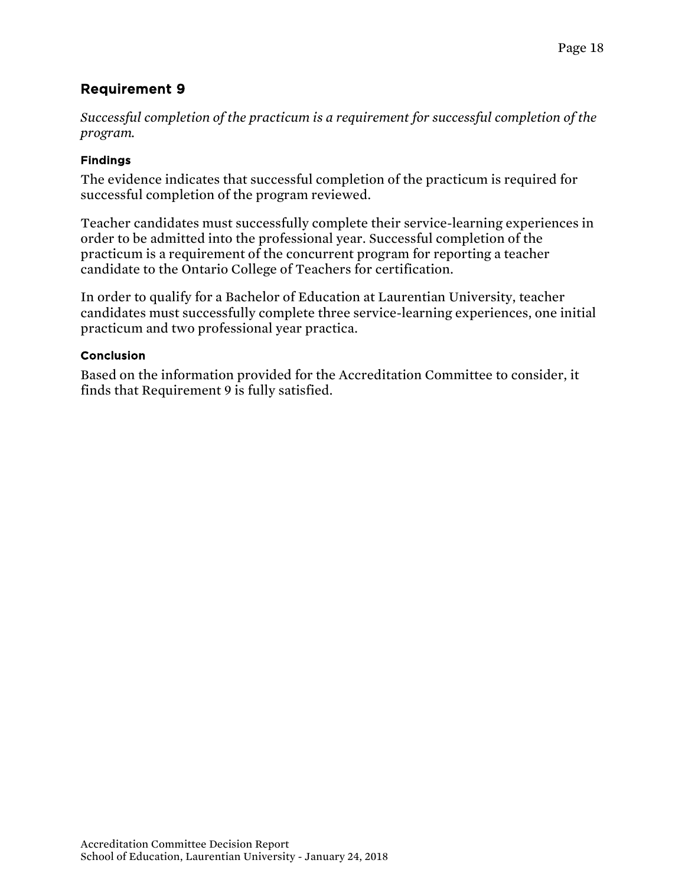## Requirement 9

*Successful completion of the practicum is a requirement for successful completion of the program.*

### Findings

The evidence indicates that successful completion of the practicum is required for successful completion of the program reviewed.

Teacher candidates must successfully complete their service-learning experiences in order to be admitted into the professional year. Successful completion of the practicum is a requirement of the concurrent program for reporting a teacher candidate to the Ontario College of Teachers for certification.

In order to qualify for a Bachelor of Education at Laurentian University, teacher candidates must successfully complete three service-learning experiences, one initial practicum and two professional year practica.

### Conclusion

Based on the information provided for the Accreditation Committee to consider, it finds that Requirement 9 is fully satisfied.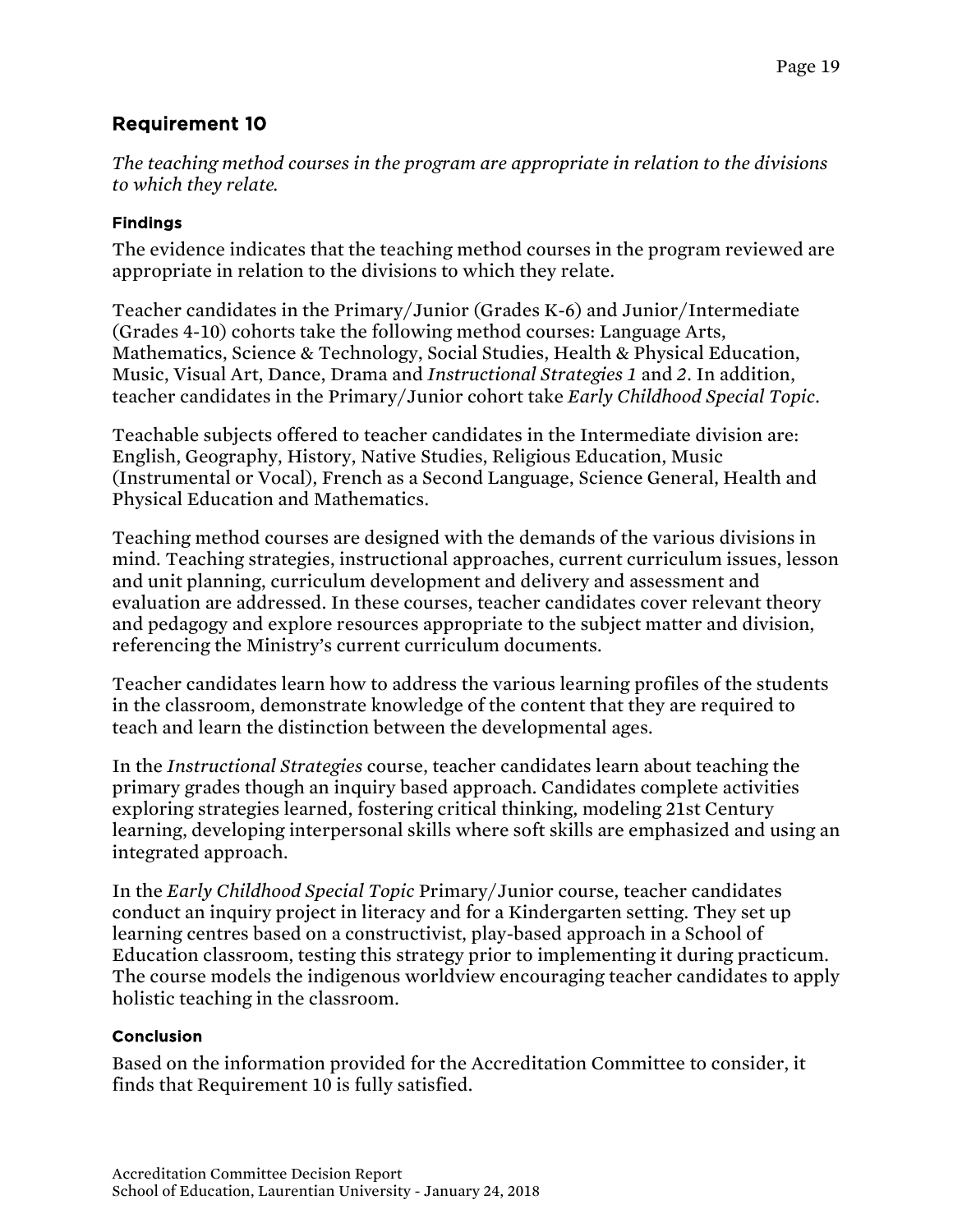## Requirement 10

*The teaching method courses in the program are appropriate in relation to the divisions to which they relate.*

### Findings

The evidence indicates that the teaching method courses in the program reviewed are appropriate in relation to the divisions to which they relate.

Teacher candidates in the Primary/Junior (Grades K-6) and Junior/Intermediate (Grades 4-10) cohorts take the following method courses: Language Arts, Mathematics, Science & Technology, Social Studies, Health & Physical Education, Music, Visual Art, Dance, Drama and *Instructional Strategies 1* and *2*. In addition, teacher candidates in the Primary/Junior cohort take *Early Childhood Special Topic*.

Teachable subjects offered to teacher candidates in the Intermediate division are: English, Geography, History, Native Studies, Religious Education, Music (Instrumental or Vocal), French as a Second Language, Science General, Health and Physical Education and Mathematics.

Teaching method courses are designed with the demands of the various divisions in mind. Teaching strategies, instructional approaches, current curriculum issues, lesson and unit planning, curriculum development and delivery and assessment and evaluation are addressed. In these courses, teacher candidates cover relevant theory and pedagogy and explore resources appropriate to the subject matter and division, referencing the Ministry's current curriculum documents.

Teacher candidates learn how to address the various learning profiles of the students in the classroom, demonstrate knowledge of the content that they are required to teach and learn the distinction between the developmental ages.

In the *Instructional Strategies* course, teacher candidates learn about teaching the primary grades though an inquiry based approach. Candidates complete activities exploring strategies learned, fostering critical thinking, modeling 21st Century learning, developing interpersonal skills where soft skills are emphasized and using an integrated approach.

In the *Early Childhood Special Topic* Primary/Junior course, teacher candidates conduct an inquiry project in literacy and for a Kindergarten setting. They set up learning centres based on a constructivist, play-based approach in a School of Education classroom, testing this strategy prior to implementing it during practicum. The course models the indigenous worldview encouraging teacher candidates to apply holistic teaching in the classroom.

### Conclusion

Based on the information provided for the Accreditation Committee to consider, it finds that Requirement 10 is fully satisfied.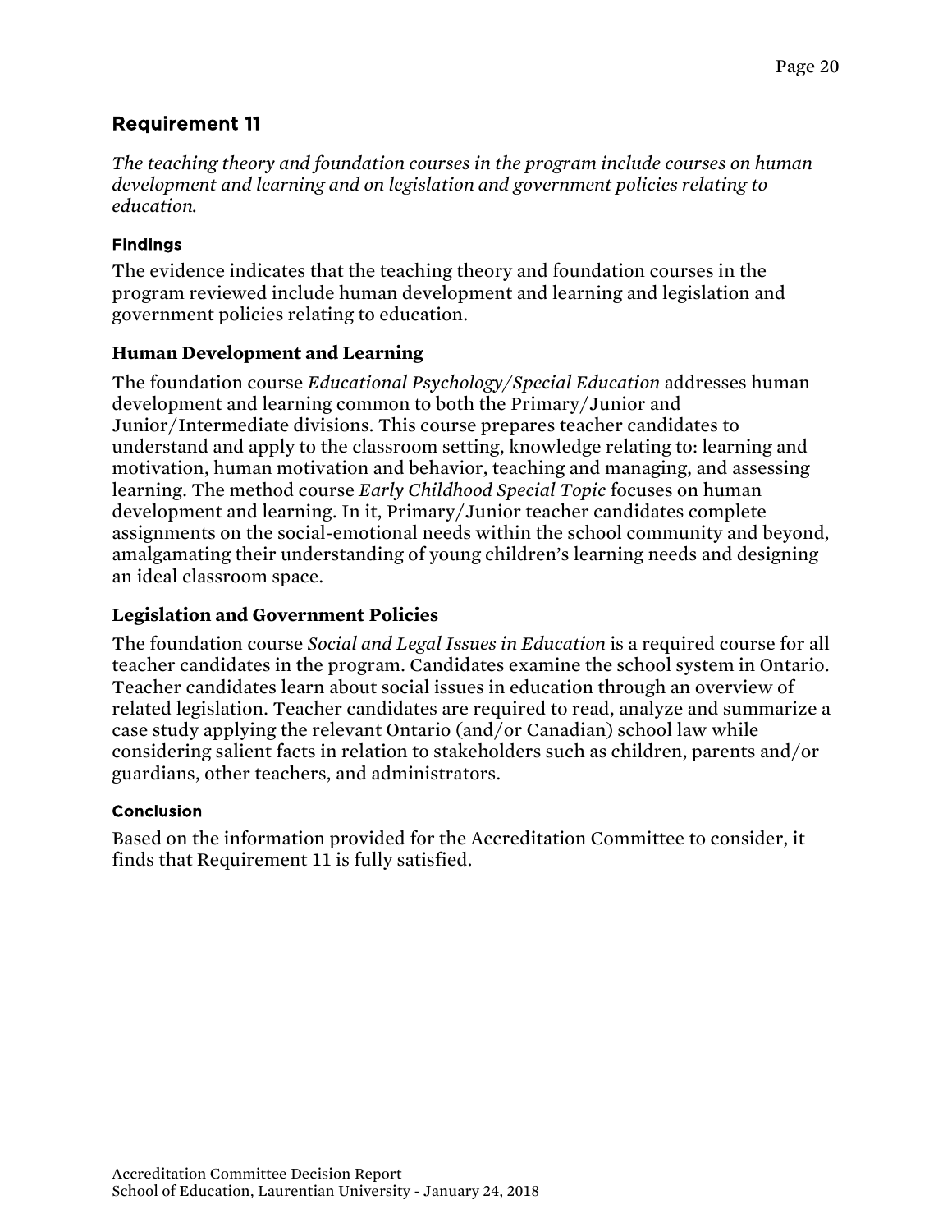## Requirement 11

*The teaching theory and foundation courses in the program include courses on human development and learning and on legislation and government policies relating to education.*

#### Findings

The evidence indicates that the teaching theory and foundation courses in the program reviewed include human development and learning and legislation and government policies relating to education.

### Human Development and Learning

The foundation course *Educational Psychology/Special Education* addresses human development and learning common to both the Primary/Junior and Junior/Intermediate divisions. This course prepares teacher candidates to understand and apply to the classroom setting, knowledge relating to: learning and motivation, human motivation and behavior, teaching and managing, and assessing learning. The method course *Early Childhood Special Topic* focuses on human development and learning. In it, Primary/Junior teacher candidates complete assignments on the social-emotional needs within the school community and beyond, amalgamating their understanding of young children's learning needs and designing an ideal classroom space.

### Legislation and Government Policies

The foundation course *Social and Legal Issues in Education* is a required course for all teacher candidates in the program. Candidates examine the school system in Ontario. Teacher candidates learn about social issues in education through an overview of related legislation. Teacher candidates are required to read, analyze and summarize a case study applying the relevant Ontario (and/or Canadian) school law while considering salient facts in relation to stakeholders such as children, parents and/or guardians, other teachers, and administrators.

#### Conclusion

Based on the information provided for the Accreditation Committee to consider, it finds that Requirement 11 is fully satisfied.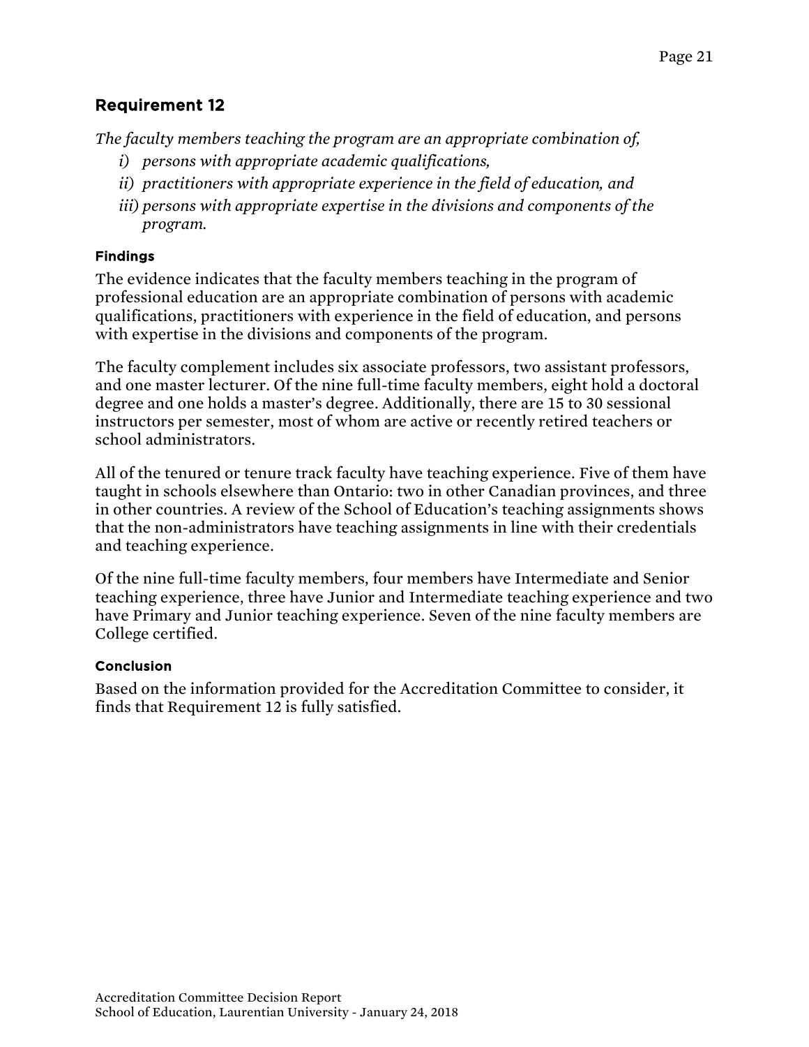## Requirement 12

*The faculty members teaching the program are an appropriate combination of,*

- *i) persons with appropriate academic qualifications,*
- *ii) practitioners with appropriate experience in the field of education, and*
- *iii) persons with appropriate expertise in the divisions and components of the program.*

### Findings

The evidence indicates that the faculty members teaching in the program of professional education are an appropriate combination of persons with academic qualifications, practitioners with experience in the field of education, and persons with expertise in the divisions and components of the program.

The faculty complement includes six associate professors, two assistant professors, and one master lecturer. Of the nine full-time faculty members, eight hold a doctoral degree and one holds a master's degree. Additionally, there are 15 to 30 sessional instructors per semester, most of whom are active or recently retired teachers or school administrators.

All of the tenured or tenure track faculty have teaching experience. Five of them have taught in schools elsewhere than Ontario: two in other Canadian provinces, and three in other countries. A review of the School of Education's teaching assignments shows that the non-administrators have teaching assignments in line with their credentials and teaching experience.

Of the nine full-time faculty members, four members have Intermediate and Senior teaching experience, three have Junior and Intermediate teaching experience and two have Primary and Junior teaching experience. Seven of the nine faculty members are College certified.

### Conclusion

Based on the information provided for the Accreditation Committee to consider, it finds that Requirement 12 is fully satisfied.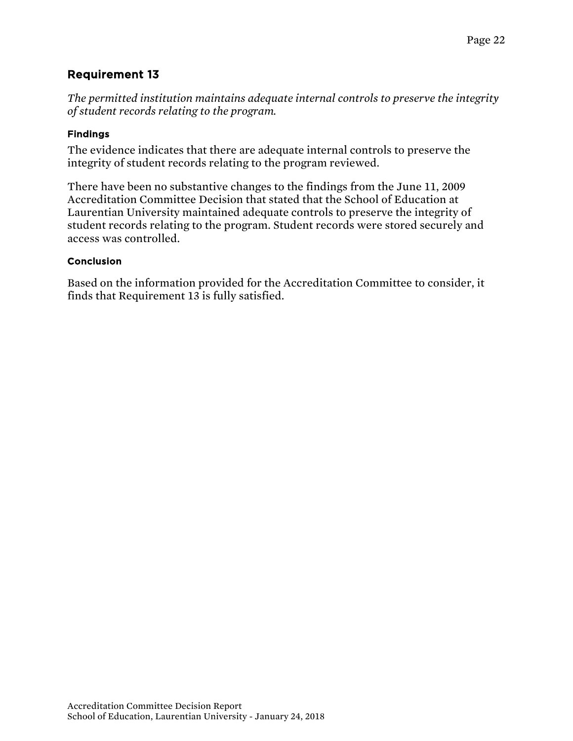## Requirement 13

*The permitted institution maintains adequate internal controls to preserve the integrity of student records relating to the program.*

#### Findings

The evidence indicates that there are adequate internal controls to preserve the integrity of student records relating to the program reviewed.

There have been no substantive changes to the findings from the June 11, 2009 Accreditation Committee Decision that stated that the School of Education at Laurentian University maintained adequate controls to preserve the integrity of student records relating to the program. Student records were stored securely and access was controlled.

#### Conclusion

Based on the information provided for the Accreditation Committee to consider, it finds that Requirement 13 is fully satisfied.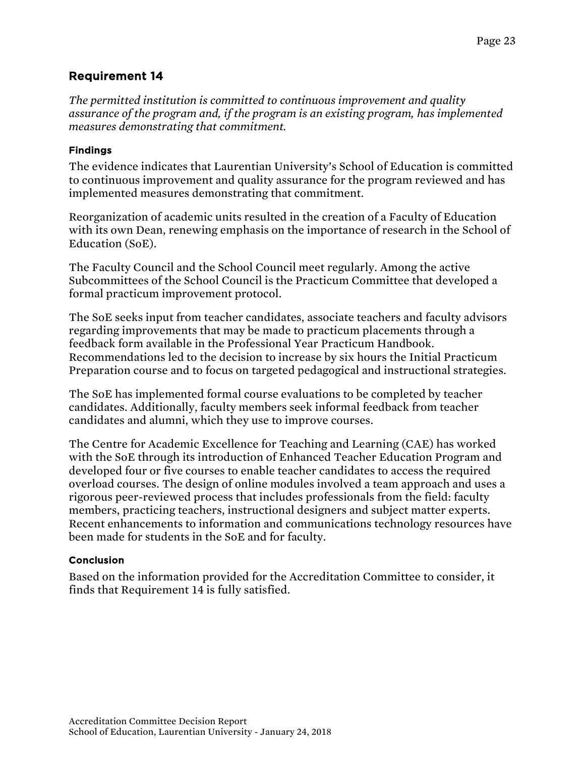## Requirement 14

*The permitted institution is committed to continuous improvement and quality assurance of the program and, if the program is an existing program, has implemented measures demonstrating that commitment.*

#### Findings

The evidence indicates that Laurentian University's School of Education is committed to continuous improvement and quality assurance for the program reviewed and has implemented measures demonstrating that commitment.

Reorganization of academic units resulted in the creation of a Faculty of Education with its own Dean, renewing emphasis on the importance of research in the School of Education (SoE).

The Faculty Council and the School Council meet regularly. Among the active Subcommittees of the School Council is the Practicum Committee that developed a formal practicum improvement protocol.

The SoE seeks input from teacher candidates, associate teachers and faculty advisors regarding improvements that may be made to practicum placements through a feedback form available in the Professional Year Practicum Handbook. Recommendations led to the decision to increase by six hours the Initial Practicum Preparation course and to focus on targeted pedagogical and instructional strategies.

The SoE has implemented formal course evaluations to be completed by teacher candidates. Additionally, faculty members seek informal feedback from teacher candidates and alumni, which they use to improve courses.

The Centre for Academic Excellence for Teaching and Learning (CAE) has worked with the SoE through its introduction of Enhanced Teacher Education Program and developed four or five courses to enable teacher candidates to access the required overload courses. The design of online modules involved a team approach and uses a rigorous peer-reviewed process that includes professionals from the field: faculty members, practicing teachers, instructional designers and subject matter experts. Recent enhancements to information and communications technology resources have been made for students in the SoE and for faculty.

#### Conclusion

Based on the information provided for the Accreditation Committee to consider, it finds that Requirement 14 is fully satisfied.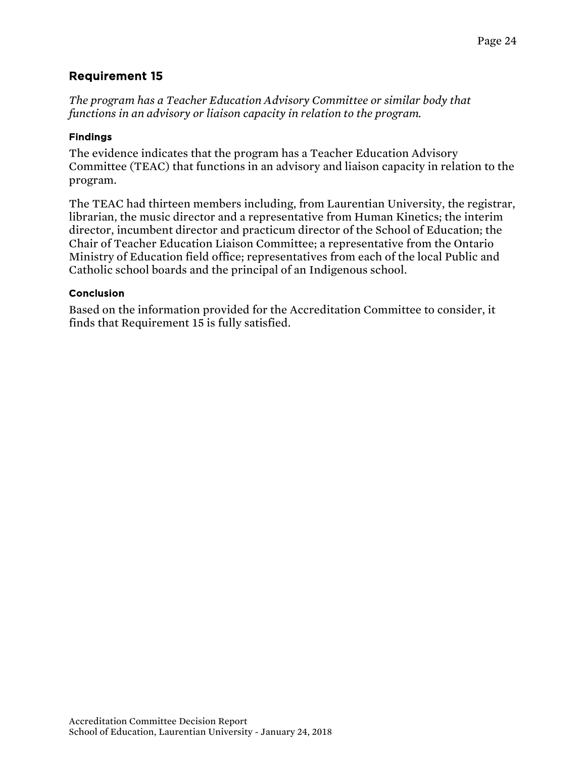## Requirement 15

*The program has a Teacher Education Advisory Committee or similar body that functions in an advisory or liaison capacity in relation to the program.*

### Findings

The evidence indicates that the program has a Teacher Education Advisory Committee (TEAC) that functions in an advisory and liaison capacity in relation to the program.

The TEAC had thirteen members including, from Laurentian University, the registrar, librarian, the music director and a representative from Human Kinetics; the interim director, incumbent director and practicum director of the School of Education; the Chair of Teacher Education Liaison Committee; a representative from the Ontario Ministry of Education field office; representatives from each of the local Public and Catholic school boards and the principal of an Indigenous school.

### Conclusion

Based on the information provided for the Accreditation Committee to consider, it finds that Requirement 15 is fully satisfied.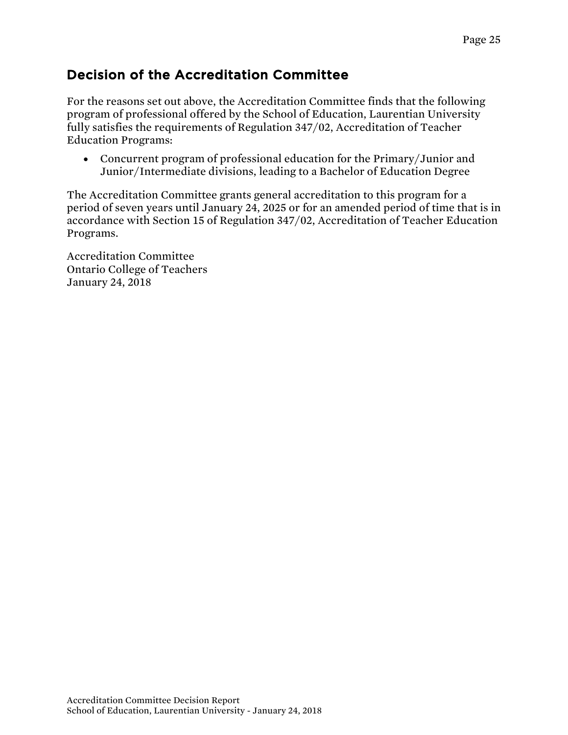## Decision of the Accreditation Committee

For the reasons set out above, the Accreditation Committee finds that the following program of professional offered by the School of Education, Laurentian University fully satisfies the requirements of Regulation 347/02, Accreditation of Teacher Education Programs:

- Concurrent program of professional education for the Primary/Junior and Junior/Intermediate divisions, leading to a Bachelor of Education Degree

The Accreditation Committee grants general accreditation to this program for a period of seven years until January 24, 2025 or for an amended period of time that is in accordance with Section 15 of Regulation 347/02, Accreditation of Teacher Education Programs.

Accreditation Committee
Ontario College of Teachers
January 24, 2018